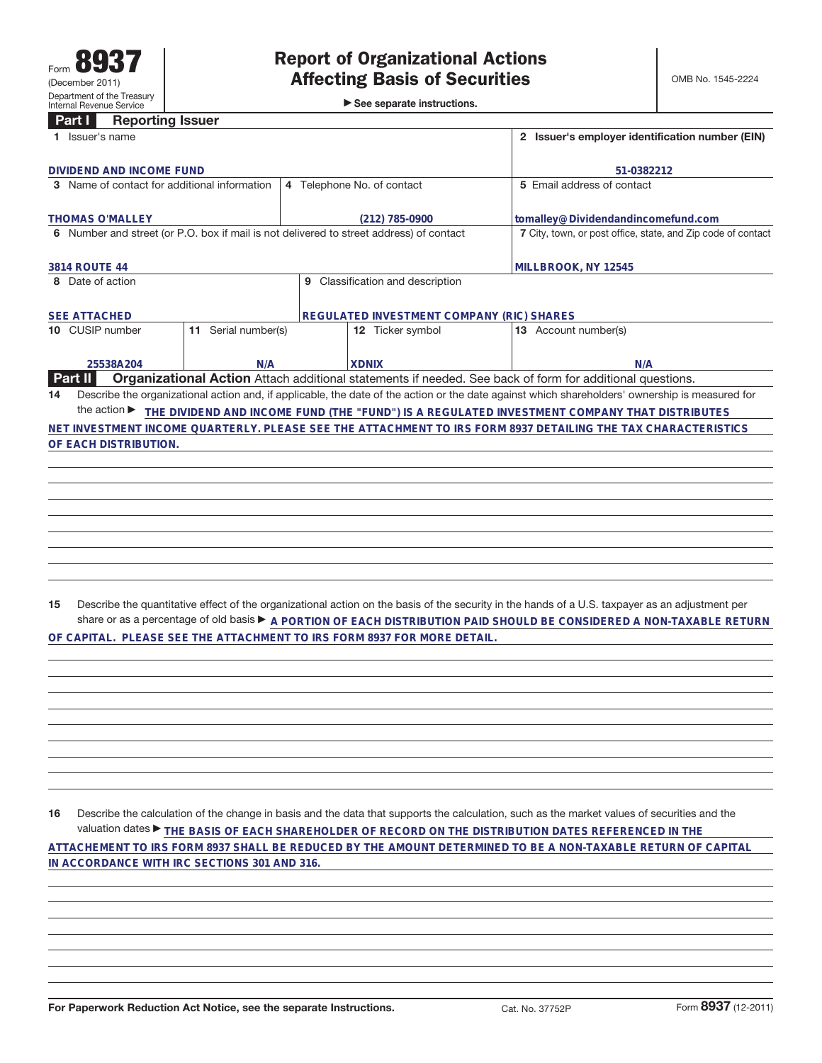Form **8937**
(December 2011)
Department of the Treasury
Internal Revenue Service

# Report of Organizational Actions Affecting Basis of Securities

▶ See separate instructions.

OMB No. 1545-2224

## Part I Reporting Issuer

| | | | |
|---|---|---|---|
| **1** Issuer's name<br>DIVIDEND AND INCOME FUND | | | **2** Issuer's employer identification number (EIN)<br>51-0382212 |
| **3** Name of contact for additional information<br>THOMAS O'MALLEY | **4** Telephone No. of contact<br>(212) 785-0900 | | **5** Email address of contact<br>tomalley@Dividendandincomefund.com |
| **6** Number and street (or P.O. box if mail is not delivered to street address) of contact<br>3814 ROUTE 44 | | | **7** City, town, or post office, state, and Zip code of contact<br>MILLBROOK, NY 12545 |
| **8** Date of action<br>SEE ATTACHED | **9** Classification and description<br>REGULATED INVESTMENT COMPANY (RIC) SHARES | | |
| **10** CUSIP number<br>25538A204 | **11** Serial number(s)<br>N/A | **12** Ticker symbol<br>XDNIX | **13** Account number(s)<br>N/A |

## Part II Organizational Action

Attach additional statements if needed. See back of form for additional questions.

**14** Describe the organizational action and, if applicable, the date of the action or the date against which shareholders' ownership is measured for the action ▶ THE DIVIDEND AND INCOME FUND (THE "FUND") IS A REGULATED INVESTMENT COMPANY THAT DISTRIBUTES NET INVESTMENT INCOME QUARTERLY. PLEASE SEE THE ATTACHMENT TO IRS FORM 8937 DETAILING THE TAX CHARACTERISTICS OF EACH DISTRIBUTION.

**15** Describe the quantitative effect of the organizational action on the basis of the security in the hands of a U.S. taxpayer as an adjustment per share or as a percentage of old basis ▶ A PORTION OF EACH DISTRIBUTION PAID SHOULD BE CONSIDERED A NON-TAXABLE RETURN OF CAPITAL. PLEASE SEE THE ATTACHMENT TO IRS FORM 8937 FOR MORE DETAIL.

**16** Describe the calculation of the change in basis and the data that supports the calculation, such as the market values of securities and the valuation dates ▶ THE BASIS OF EACH SHAREHOLDER OF RECORD ON THE DISTRIBUTION DATES REFERENCED IN THE ATTACHEMENT TO IRS FORM 8937 SHALL BE REDUCED BY THE AMOUNT DETERMINED TO BE A NON-TAXABLE RETURN OF CAPITAL IN ACCORDANCE WITH IRC SECTIONS 301 AND 316.

For Paperwork Reduction Act Notice, see the separate Instructions. Cat. No. 37752P Form **8937** (12-2011)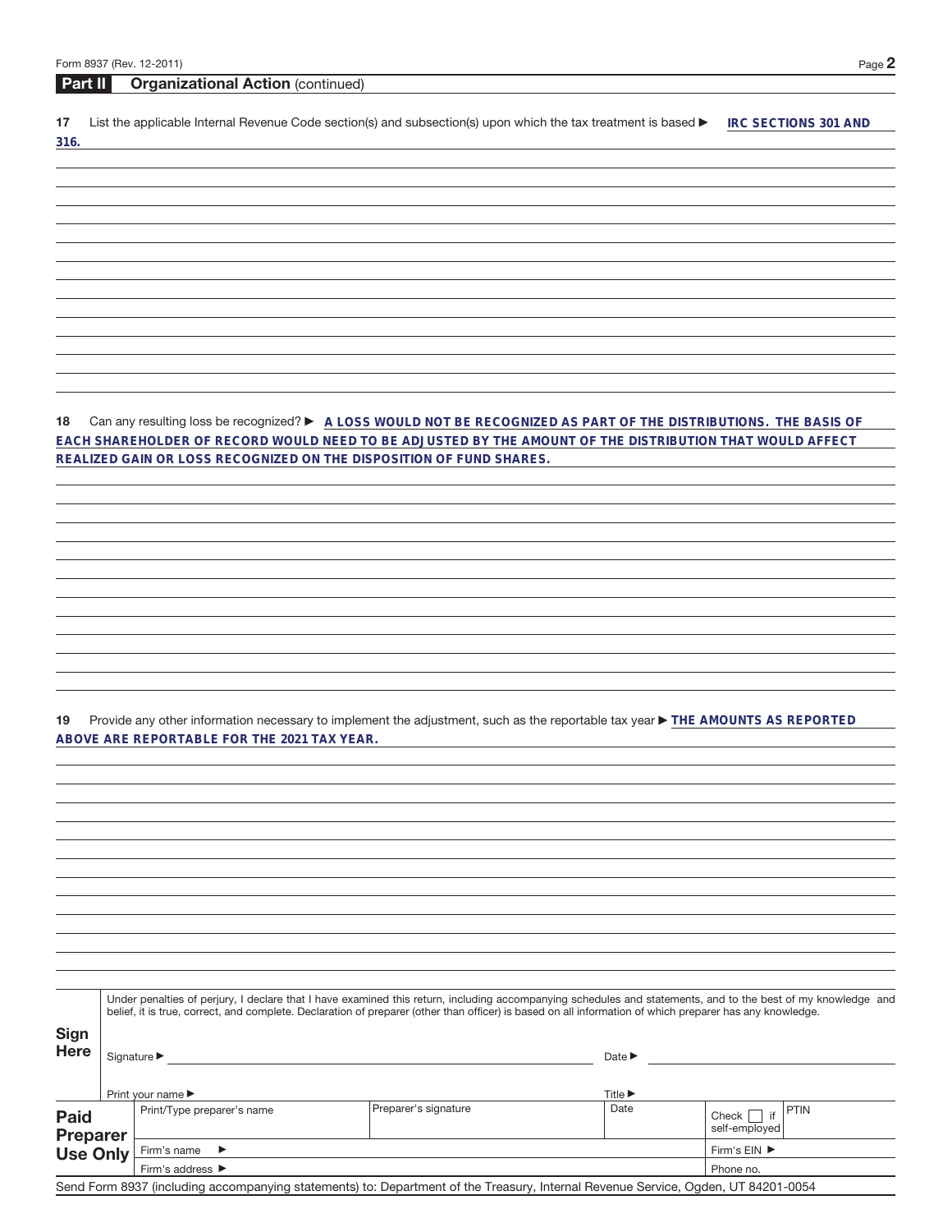## Part II Organizational Action (continued)

**17** List the applicable Internal Revenue Code section(s) and subsection(s) upon which the tax treatment is based ► IRC SECTIONS 301 AND 316.

**18** Can any resulting loss be recognized? ► A LOSS WOULD NOT BE RECOGNIZED AS PART OF THE DISTRIBUTIONS. THE BASIS OF EACH SHAREHOLDER OF RECORD WOULD NEED TO BE ADJUSTED BY THE AMOUNT OF THE DISTRIBUTION THAT WOULD AFFECT REALIZED GAIN OR LOSS RECOGNIZED ON THE DISPOSITION OF FUND SHARES.

**19** Provide any other information necessary to implement the adjustment, such as the reportable tax year ► THE AMOUNTS AS REPORTED ABOVE ARE REPORTABLE FOR THE 2021 TAX YEAR.

**Sign Here**

Under penalties of perjury, I declare that I have examined this return, including accompanying schedules and statements, and to the best of my knowledge and belief, it is true, correct, and complete. Declaration of preparer (other than officer) is based on all information of which preparer has any knowledge.

Signature ► Date ►

Print your name ► Title ►

**Paid Preparer Use Only**

| Print/Type preparer's name | Preparer's signature | Date | Check ☐ if self-employed | PTIN |
|---|---|---|---|---|
| Firm's name ► | | | Firm's EIN ► | |
| Firm's address ► | | | Phone no. | |

Send Form 8937 (including accompanying statements) to: Department of the Treasury, Internal Revenue Service, Ogden, UT 84201-0054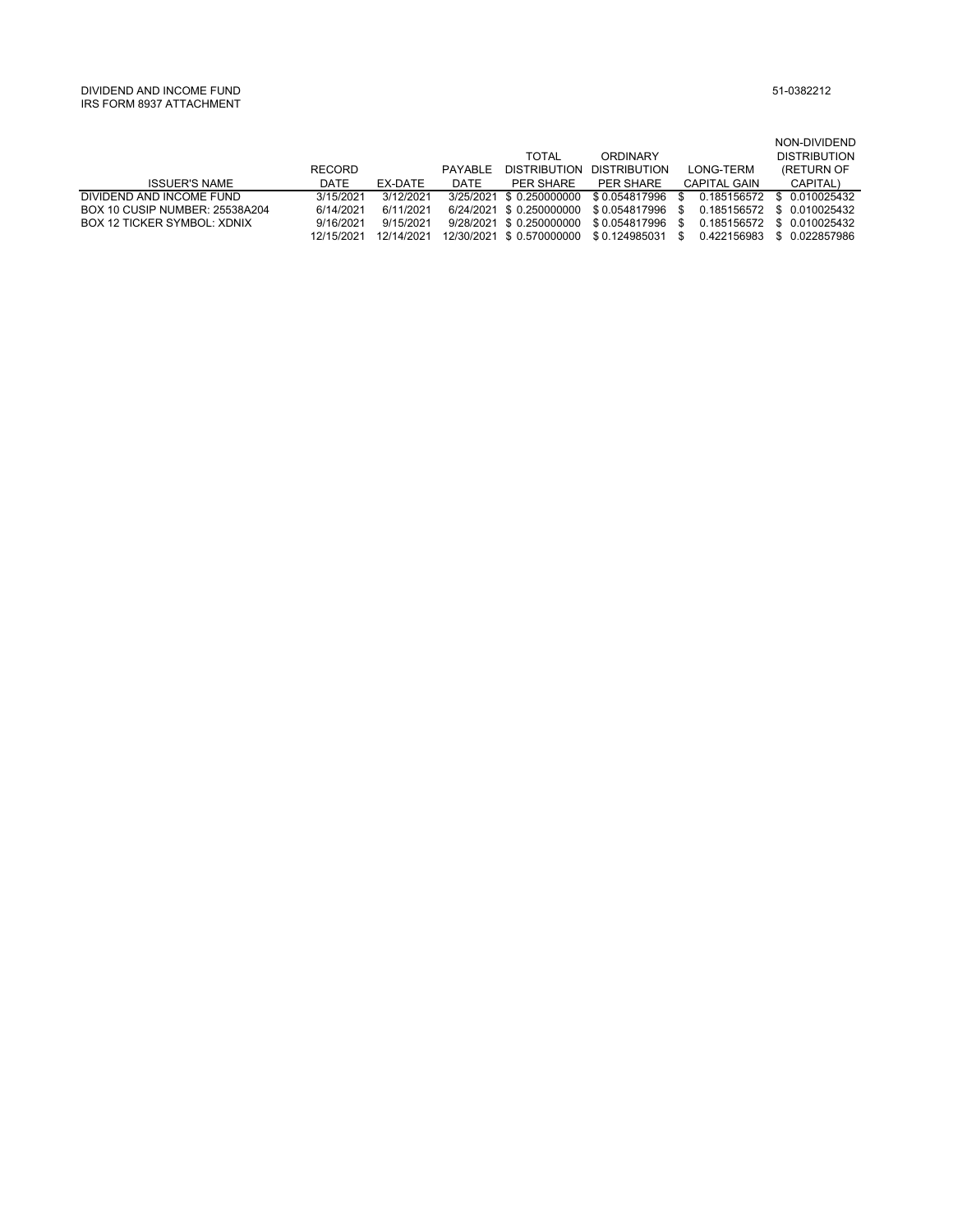DIVIDEND AND INCOME FUND
IRS FORM 8937 ATTACHMENT

51-0382212

| ISSUER'S NAME | RECORD DATE | EX-DATE | PAYABLE DATE | TOTAL DISTRIBUTION PER SHARE | ORDINARY DISTRIBUTION PER SHARE | LONG-TERM CAPITAL GAIN | NON-DIVIDEND DISTRIBUTION (RETURN OF CAPITAL) |
|---|---|---|---|---|---|---|---|
| DIVIDEND AND INCOME FUND | 3/15/2021 | 3/12/2021 | 3/25/2021 | $ 0.250000000 | $ 0.054817996 | $ 0.185156572 | $ 0.010025432 |
| BOX 10 CUSIP NUMBER: 25538A204 | 6/14/2021 | 6/11/2021 | 6/24/2021 | $ 0.250000000 | $ 0.054817996 | $ 0.185156572 | $ 0.010025432 |
| BOX 12 TICKER SYMBOL: XDNIX | 9/16/2021 | 9/15/2021 | 9/28/2021 | $ 0.250000000 | $ 0.054817996 | $ 0.185156572 | $ 0.010025432 |
| | 12/15/2021 | 12/14/2021 | 12/30/2021 | $ 0.570000000 | $ 0.124985031 | $ 0.422156983 | $ 0.022857986 |